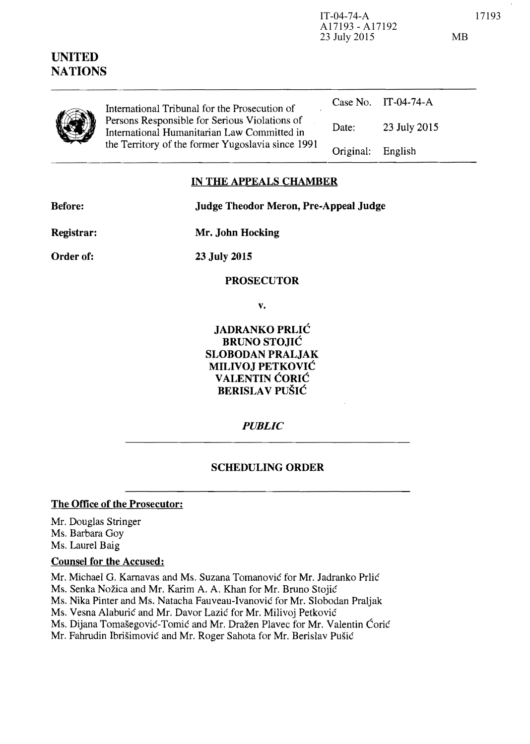IT-04-74-A
A17193 - A17192
23 July 2015

MB

# UNITED NATIONS

International Tribunal for the Prosecution of Persons Responsible for Serious Violations of International Humanitarian Law Committed in the Territory of the former Yugoslavia since 1991

| | |
|---|---|
| Case No. | IT-04-74-A |
| Date: | 23 July 2015 |
| Original: | English |

## IN THE APPEALS CHAMBER

**Before:** **Judge Theodor Meron, Pre-Appeal Judge**

**Registrar:** **Mr. John Hocking**

**Order of:** **23 July 2015**

**PROSECUTOR**

**v.**

**JADRANKO PRLIĆ**
**BRUNO STOJIĆ**
**SLOBODAN PRALJAK**
**MILIVOJ PETKOVIĆ**
**VALENTIN ĆORIĆ**
**BERISLAV PUŠIĆ**

***PUBLIC***

## SCHEDULING ORDER

### The Office of the Prosecutor:

Mr. Douglas Stringer
Ms. Barbara Goy
Ms. Laurel Baig

### Counsel for the Accused:

Mr. Michael G. Karnavas and Ms. Suzana Tomanović for Mr. Jadranko Prlić
Ms. Senka Nožica and Mr. Karim A. A. Khan for Mr. Bruno Stojić
Ms. Nika Pinter and Ms. Natacha Fauveau-Ivanović for Mr. Slobodan Praljak
Ms. Vesna Alaburić and Mr. Davor Lazić for Mr. Milivoj Petković
Ms. Dijana Tomašegović-Tomić and Mr. Dražen Plavec for Mr. Valentin Ćorić
Mr. Fahrudin Ibrišimović and Mr. Roger Sahota for Mr. Berislav Pušić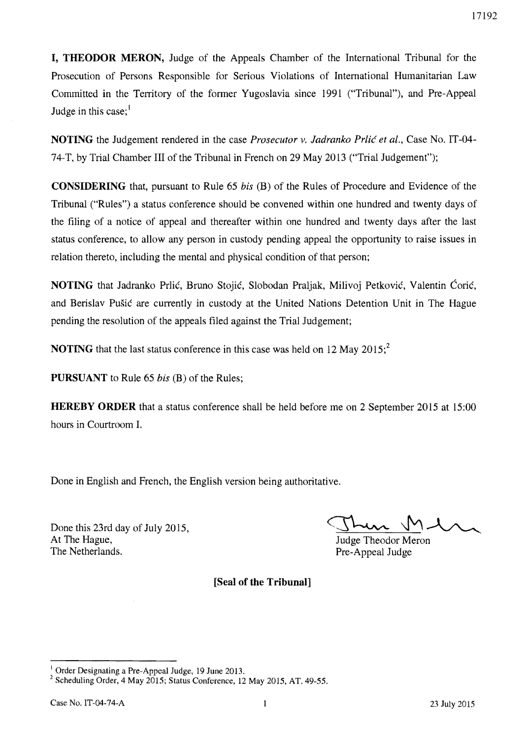**I, THEODOR MERON,** Judge of the Appeals Chamber of the International Tribunal for the Prosecution of Persons Responsible for Serious Violations of International Humanitarian Law Committed in the Territory of the former Yugoslavia since 1991 ("Tribunal"), and Pre-Appeal Judge in this case;[1]

**NOTING** the Judgement rendered in the case *Prosecutor v. Jadranko Prlić et al.*, Case No. IT-04-74-T, by Trial Chamber III of the Tribunal in French on 29 May 2013 ("Trial Judgement");

**CONSIDERING** that, pursuant to Rule 65 *bis* (B) of the Rules of Procedure and Evidence of the Tribunal ("Rules") a status conference should be convened within one hundred and twenty days of the filing of a notice of appeal and thereafter within one hundred and twenty days after the last status conference, to allow any person in custody pending appeal the opportunity to raise issues in relation thereto, including the mental and physical condition of that person;

**NOTING** that Jadranko Prlić, Bruno Stojić, Slobodan Praljak, Milivoj Petković, Valentin Ćorić, and Berislav Pušić are currently in custody at the United Nations Detention Unit in The Hague pending the resolution of the appeals filed against the Trial Judgement;

**NOTING** that the last status conference in this case was held on 12 May 2015;[2]

**PURSUANT** to Rule 65 *bis* (B) of the Rules;

**HEREBY ORDER** that a status conference shall be held before me on 2 September 2015 at 15:00 hours in Courtroom I.

Done in English and French, the English version being authoritative.

Done this 23rd day of July 2015,
At The Hague,
The Netherlands.

Judge Theodor Meron
Pre-Appeal Judge

**[Seal of the Tribunal]**

---

[1] Order Designating a Pre-Appeal Judge, 19 June 2013.

[2] Scheduling Order, 4 May 2015; Status Conference, 12 May 2015, AT. 49-55.